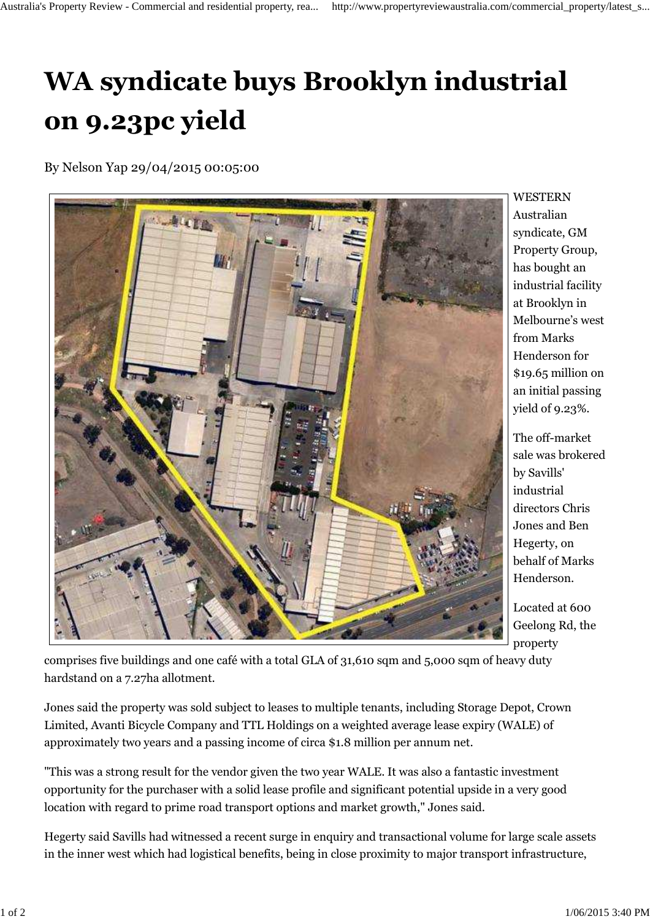# WA syndicate buys Brooklyn industrial on 9.23pc yield

By Nelson Yap 29/04/2015 00:05:00

WESTERN Australian syndicate, GM Property Group, has bought an industrial facility at Brooklyn in Melbourne's west from Marks Henderson for $19.65 million on an initial passing yield of 9.23%.

The off-market sale was brokered by Savills' industrial directors Chris Jones and Ben Hegerty, on behalf of Marks Henderson.

Located at 600 Geelong Rd, the property comprises five buildings and one café with a total GLA of 31,610 sqm and 5,000 sqm of heavy duty hardstand on a 7.27ha allotment.

Jones said the property was sold subject to leases to multiple tenants, including Storage Depot, Crown Limited, Avanti Bicycle Company and TTL Holdings on a weighted average lease expiry (WALE) of approximately two years and a passing income of circa $1.8 million per annum net.

"This was a strong result for the vendor given the two year WALE. It was also a fantastic investment opportunity for the purchaser with a solid lease profile and significant potential upside in a very good location with regard to prime road transport options and market growth," Jones said.

Hegerty said Savills had witnessed a recent surge in enquiry and transactional volume for large scale assets in the inner west which had logistical benefits, being in close proximity to major transport infrastructure,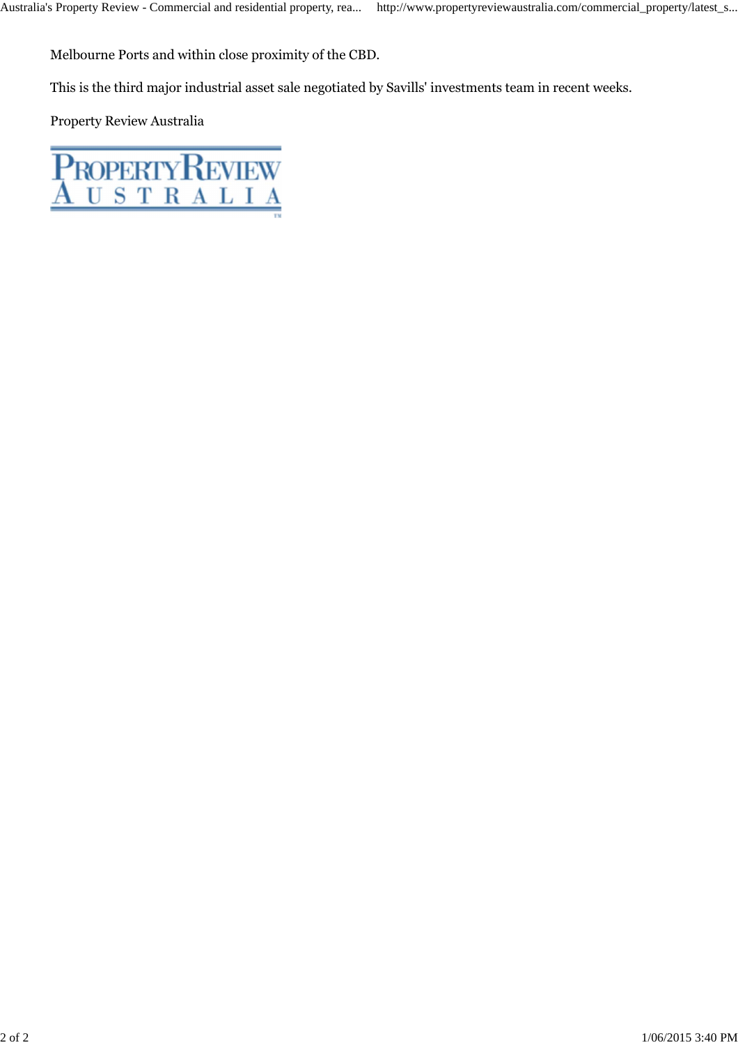Melbourne Ports and within close proximity of the CBD.

This is the third major industrial asset sale negotiated by Savills' investments team in recent weeks.

Property Review Australia